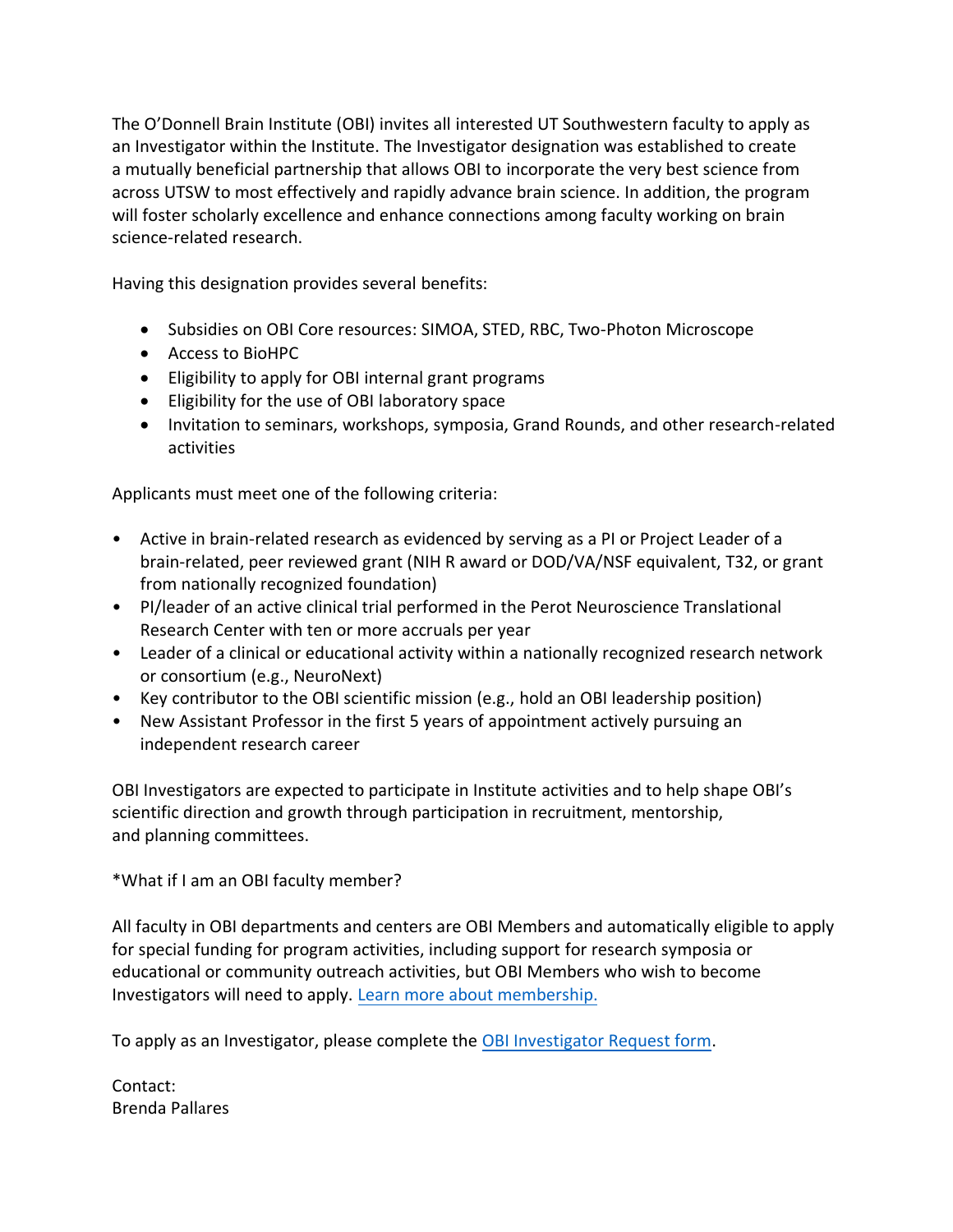The O'Donnell Brain Institute (OBI) invites all interested UT Southwestern faculty to apply as an Investigator within the Institute. The Investigator designation was established to create a mutually beneficial partnership that allows OBI to incorporate the very best science from across UTSW to most effectively and rapidly advance brain science. In addition, the program will foster scholarly excellence and enhance connections among faculty working on brain science-related research.

Having this designation provides several benefits:

- Subsidies on OBI Core resources: SIMOA, STED, RBC, Two-Photon Microscope
- Access to BioHPC
- Eligibility to apply for OBI internal grant programs
- Eligibility for the use of OBI laboratory space
- Invitation to seminars, workshops, symposia, Grand Rounds, and other research-related activities

Applicants must meet one of the following criteria:

- Active in brain-related research as evidenced by serving as a PI or Project Leader of a brain-related, peer reviewed grant (NIH R award or DOD/VA/NSF equivalent, T32, or grant from nationally recognized foundation)
- PI/leader of an active clinical trial performed in the Perot Neuroscience Translational Research Center with ten or more accruals per year
- Leader of a clinical or educational activity within a nationally recognized research network or consortium (e.g., NeuroNext)
- Key contributor to the OBI scientific mission (e.g., hold an OBI leadership position)
- New Assistant Professor in the first 5 years of appointment actively pursuing an independent research career

OBI Investigators are expected to participate in Institute activities and to help shape OBI's scientific direction and growth through participation in recruitment, mentorship, and planning committees.

*What if I am an OBI faculty member?

All faculty in OBI departments and centers are OBI Members and automatically eligible to apply for special funding for program activities, including support for research symposia or educational or community outreach activities, but OBI Members who wish to become Investigators will need to apply. Learn more about membership.

To apply as an Investigator, please complete the OBI Investigator Request form.

Contact:  
Brenda Pallares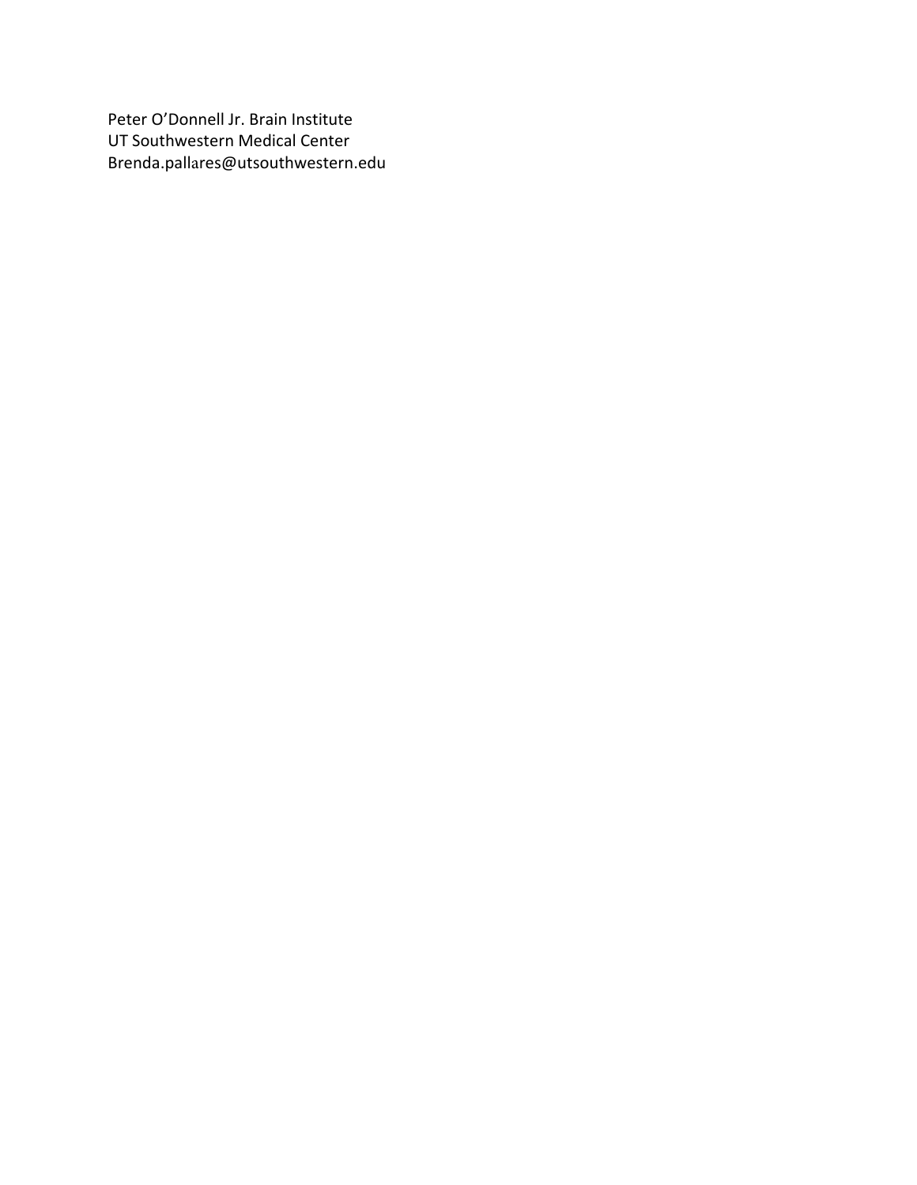Peter O'Donnell Jr. Brain Institute
UT Southwestern Medical Center
Brenda.pallares@utsouthwestern.edu